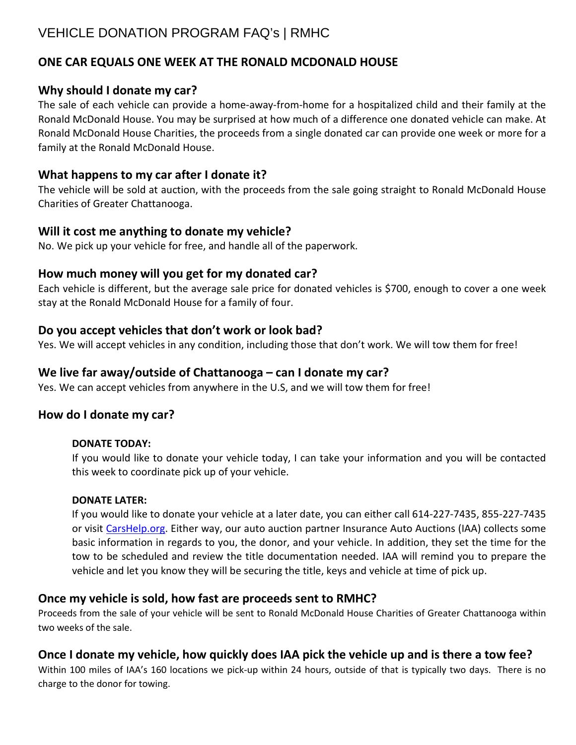# VEHICLE DONATION PROGRAM FAQ's | RMHC

## ONE CAR EQUALS ONE WEEK AT THE RONALD MCDONALD HOUSE

### Why should I donate my car?

The sale of each vehicle can provide a home-away-from-home for a hospitalized child and their family at the Ronald McDonald House. You may be surprised at how much of a difference one donated vehicle can make. At Ronald McDonald House Charities, the proceeds from a single donated car can provide one week or more for a family at the Ronald McDonald House.

### What happens to my car after I donate it?

The vehicle will be sold at auction, with the proceeds from the sale going straight to Ronald McDonald House Charities of Greater Chattanooga.

### Will it cost me anything to donate my vehicle?

No. We pick up your vehicle for free, and handle all of the paperwork.

### How much money will you get for my donated car?

Each vehicle is different, but the average sale price for donated vehicles is $700, enough to cover a one week stay at the Ronald McDonald House for a family of four.

### Do you accept vehicles that don't work or look bad?

Yes. We will accept vehicles in any condition, including those that don't work. We will tow them for free!

### We live far away/outside of Chattanooga – can I donate my car?

Yes. We can accept vehicles from anywhere in the U.S, and we will tow them for free!

### How do I donate my car?

**DONATE TODAY:**

If you would like to donate your vehicle today, I can take your information and you will be contacted this week to coordinate pick up of your vehicle.

**DONATE LATER:**

If you would like to donate your vehicle at a later date, you can either call 614-227-7435, 855-227-7435 or visit [CarsHelp.org](CarsHelp.org). Either way, our auto auction partner Insurance Auto Auctions (IAA) collects some basic information in regards to you, the donor, and your vehicle. In addition, they set the time for the tow to be scheduled and review the title documentation needed. IAA will remind you to prepare the vehicle and let you know they will be securing the title, keys and vehicle at time of pick up.

### Once my vehicle is sold, how fast are proceeds sent to RMHC?

Proceeds from the sale of your vehicle will be sent to Ronald McDonald House Charities of Greater Chattanooga within two weeks of the sale.

### Once I donate my vehicle, how quickly does IAA pick the vehicle up and is there a tow fee?

Within 100 miles of IAA's 160 locations we pick-up within 24 hours, outside of that is typically two days. There is no charge to the donor for towing.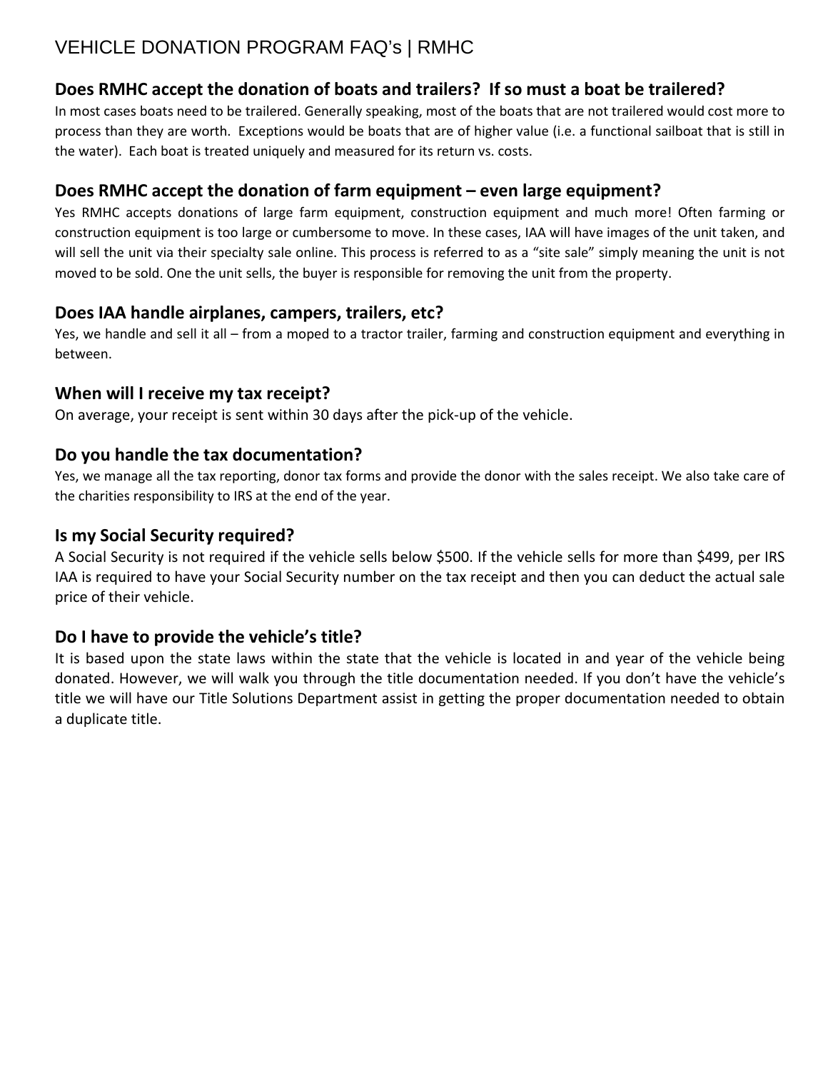# VEHICLE DONATION PROGRAM FAQ's | RMHC

## Does RMHC accept the donation of boats and trailers? If so must a boat be trailered?

In most cases boats need to be trailered. Generally speaking, most of the boats that are not trailered would cost more to process than they are worth. Exceptions would be boats that are of higher value (i.e. a functional sailboat that is still in the water). Each boat is treated uniquely and measured for its return vs. costs.

## Does RMHC accept the donation of farm equipment – even large equipment?

Yes RMHC accepts donations of large farm equipment, construction equipment and much more! Often farming or construction equipment is too large or cumbersome to move. In these cases, IAA will have images of the unit taken, and will sell the unit via their specialty sale online. This process is referred to as a "site sale" simply meaning the unit is not moved to be sold. One the unit sells, the buyer is responsible for removing the unit from the property.

## Does IAA handle airplanes, campers, trailers, etc?

Yes, we handle and sell it all – from a moped to a tractor trailer, farming and construction equipment and everything in between.

## When will I receive my tax receipt?

On average, your receipt is sent within 30 days after the pick-up of the vehicle.

## Do you handle the tax documentation?

Yes, we manage all the tax reporting, donor tax forms and provide the donor with the sales receipt. We also take care of the charities responsibility to IRS at the end of the year.

## Is my Social Security required?

A Social Security is not required if the vehicle sells below $500. If the vehicle sells for more than $499, per IRS IAA is required to have your Social Security number on the tax receipt and then you can deduct the actual sale price of their vehicle.

## Do I have to provide the vehicle's title?

It is based upon the state laws within the state that the vehicle is located in and year of the vehicle being donated. However, we will walk you through the title documentation needed. If you don't have the vehicle's title we will have our Title Solutions Department assist in getting the proper documentation needed to obtain a duplicate title.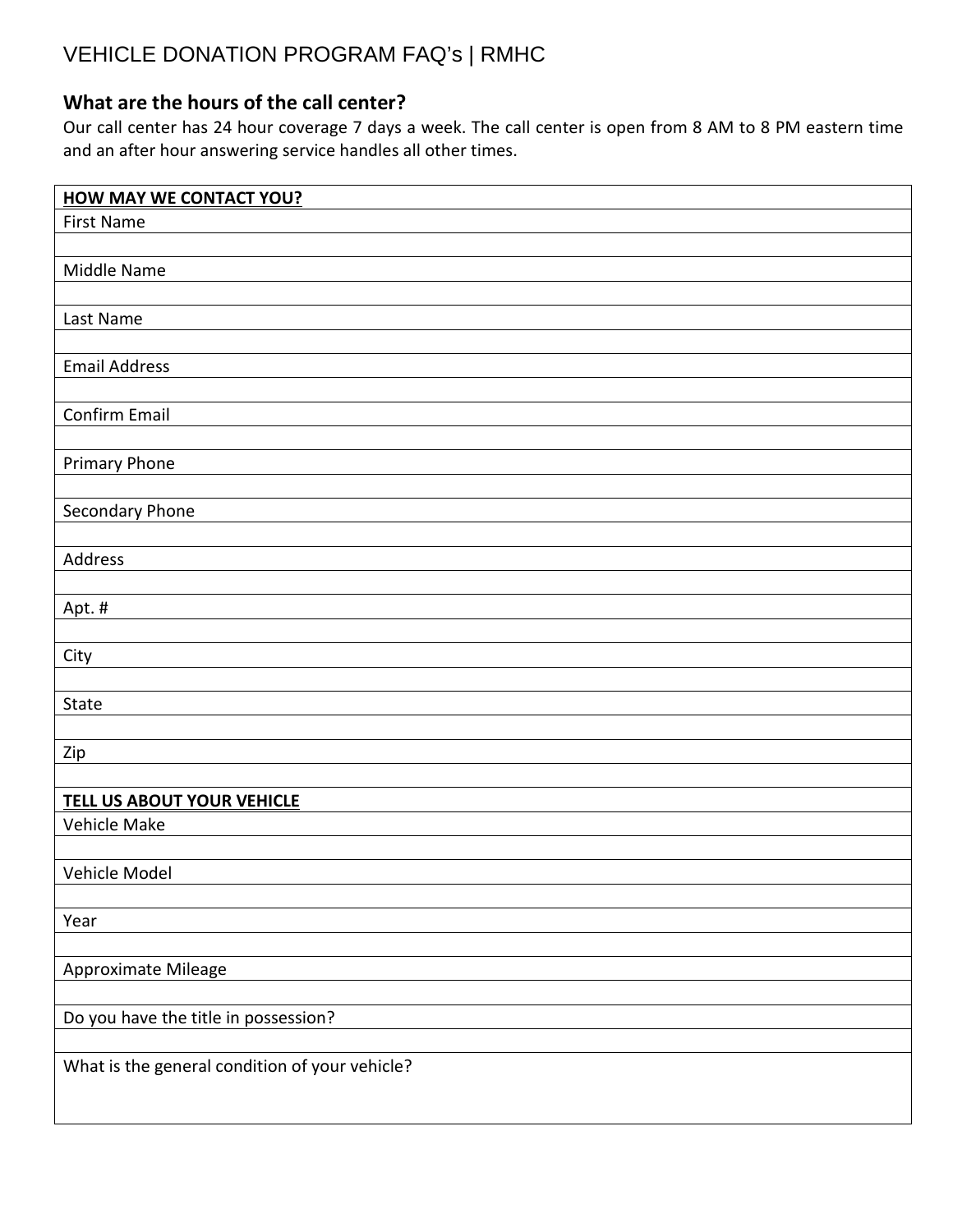# VEHICLE DONATION PROGRAM FAQ's | RMHC

## What are the hours of the call center?

Our call center has 24 hour coverage 7 days a week. The call center is open from 8 AM to 8 PM eastern time and an after hour answering service handles all other times.

| **HOW MAY WE CONTACT YOU?** |
|---|
| First Name |
| |
| Middle Name |
| |
| Last Name |
| |
| Email Address |
| |
| Confirm Email |
| |
| Primary Phone |
| |
| Secondary Phone |
| |
| Address |
| |
| Apt. # |
| |
| City |
| |
| State |
| |
| Zip |
| |
| **TELL US ABOUT YOUR VEHICLE** |
| Vehicle Make |
| |
| Vehicle Model |
| |
| Year |
| |
| Approximate Mileage |
| |
| Do you have the title in possession? |
| |
| What is the general condition of your vehicle? |